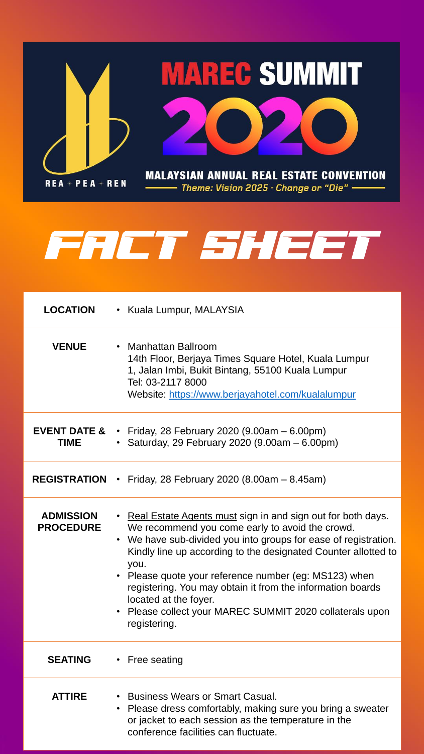# MAREC SUMMIT 2020

REA + PEA + REN

**MALAYSIAN ANNUAL REAL ESTATE CONVENTION**

*Theme: Vision 2025 - Change or "Die"*

# FACT SHEET

| | |
|---|---|
| **LOCATION** | • Kuala Lumpur, MALAYSIA |
| **VENUE** | • Manhattan Ballroom<br>14th Floor, Berjaya Times Square Hotel, Kuala Lumpur<br>1, Jalan Imbi, Bukit Bintang, 55100 Kuala Lumpur<br>Tel: 03-2117 8000<br>Website: https://www.berjayahotel.com/kualalumpur |
| **EVENT DATE & TIME** | • Friday, 28 February 2020 (9.00am – 6.00pm)<br>• Saturday, 29 February 2020 (9.00am – 6.00pm) |
| **REGISTRATION** | • Friday, 28 February 2020 (8.00am – 8.45am) |
| **ADMISSION PROCEDURE** | • Real Estate Agents must sign in and sign out for both days. We recommend you come early to avoid the crowd.<br>• We have sub-divided you into groups for ease of registration. Kindly line up according to the designated Counter allotted to you.<br>• Please quote your reference number (eg: MS123) when registering. You may obtain it from the information boards located at the foyer.<br>• Please collect your MAREC SUMMIT 2020 collaterals upon registering. |
| **SEATING** | • Free seating |
| **ATTIRE** | • Business Wears or Smart Casual.<br>• Please dress comfortably, making sure you bring a sweater or jacket to each session as the temperature in the conference facilities can fluctuate. |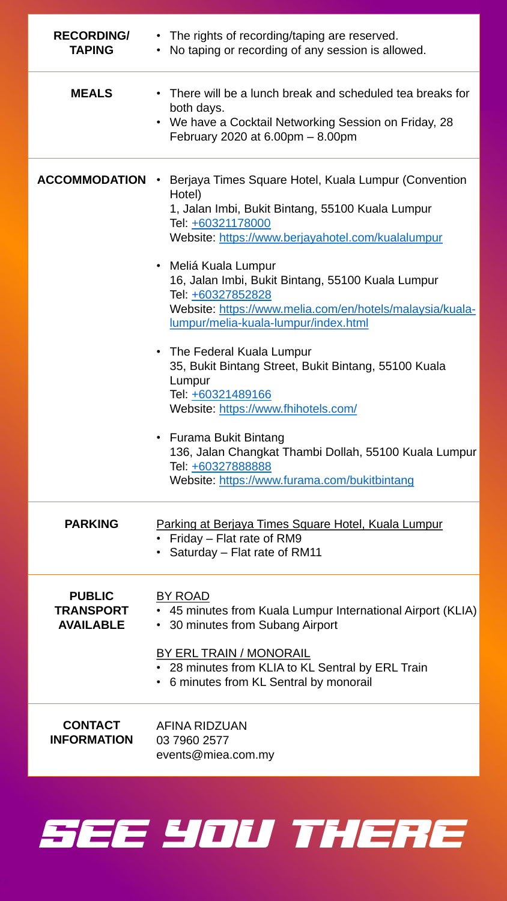| | |
|---|---|
| **RECORDING/ TAPING** | • The rights of recording/taping are reserved.<br>• No taping or recording of any session is allowed. |
| **MEALS** | • There will be a lunch break and scheduled tea breaks for both days.<br>• We have a Cocktail Networking Session on Friday, 28 February 2020 at 6.00pm – 8.00pm |
| **ACCOMMODATION** | • Berjaya Times Square Hotel, Kuala Lumpur (Convention Hotel)<br>1, Jalan Imbi, Bukit Bintang, 55100 Kuala Lumpur<br>Tel: +60321178000<br>Website: https://www.berjayahotel.com/kualalumpur<br><br>• Meliá Kuala Lumpur<br>16, Jalan Imbi, Bukit Bintang, 55100 Kuala Lumpur<br>Tel: +60327852828<br>Website: https://www.melia.com/en/hotels/malaysia/kuala-lumpur/melia-kuala-lumpur/index.html<br><br>• The Federal Kuala Lumpur<br>35, Bukit Bintang Street, Bukit Bintang, 55100 Kuala Lumpur<br>Tel: +60321489166<br>Website: https://www.fhihotels.com/<br><br>• Furama Bukit Bintang<br>136, Jalan Changkat Thambi Dollah, 55100 Kuala Lumpur<br>Tel: +60327888888<br>Website: https://www.furama.com/bukitbintang |
| **PARKING** | Parking at Berjaya Times Square Hotel, Kuala Lumpur<br>• Friday – Flat rate of RM9<br>• Saturday – Flat rate of RM11 |
| **PUBLIC TRANSPORT AVAILABLE** | BY ROAD<br>• 45 minutes from Kuala Lumpur International Airport (KLIA)<br>• 30 minutes from Subang Airport<br><br>BY ERL TRAIN / MONORAIL<br>• 28 minutes from KLIA to KL Sentral by ERL Train<br>• 6 minutes from KL Sentral by monorail |
| **CONTACT INFORMATION** | AFINA RIDZUAN<br>03 7960 2577<br>events@miea.com.my |

# SEE YOU THERE